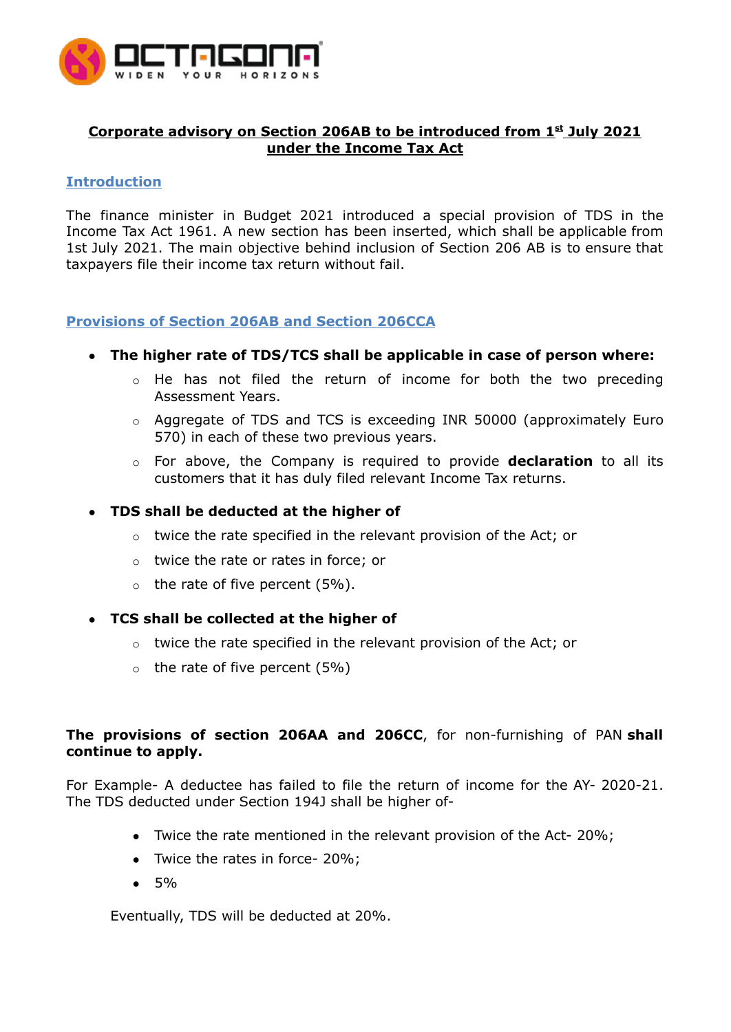OCTAGONA
WIDEN YOUR HORIZONS

# Corporate advisory on Section 206AB to be introduced from 1st July 2021 under the Income Tax Act

## Introduction

The finance minister in Budget 2021 introduced a special provision of TDS in the Income Tax Act 1961. A new section has been inserted, which shall be applicable from 1st July 2021. The main objective behind inclusion of Section 206 AB is to ensure that taxpayers file their income tax return without fail.

## Provisions of Section 206AB and Section 206CCA

- **The higher rate of TDS/TCS shall be applicable in case of person where:**
    - He has not filed the return of income for both the two preceding Assessment Years.
    - Aggregate of TDS and TCS is exceeding INR 50000 (approximately Euro 570) in each of these two previous years.
    - For above, the Company is required to provide **declaration** to all its customers that it has duly filed relevant Income Tax returns.

- **TDS shall be deducted at the higher of**
    - twice the rate specified in the relevant provision of the Act; or
    - twice the rate or rates in force; or
    - the rate of five percent (5%).

- **TCS shall be collected at the higher of**
    - twice the rate specified in the relevant provision of the Act; or
    - the rate of five percent (5%)

**The provisions of section 206AA and 206CC**, for non-furnishing of PAN **shall continue to apply.**

For Example- A deductee has failed to file the return of income for the AY- 2020-21. The TDS deducted under Section 194J shall be higher of-

- Twice the rate mentioned in the relevant provision of the Act- 20%;
- Twice the rates in force- 20%;
- 5%

Eventually, TDS will be deducted at 20%.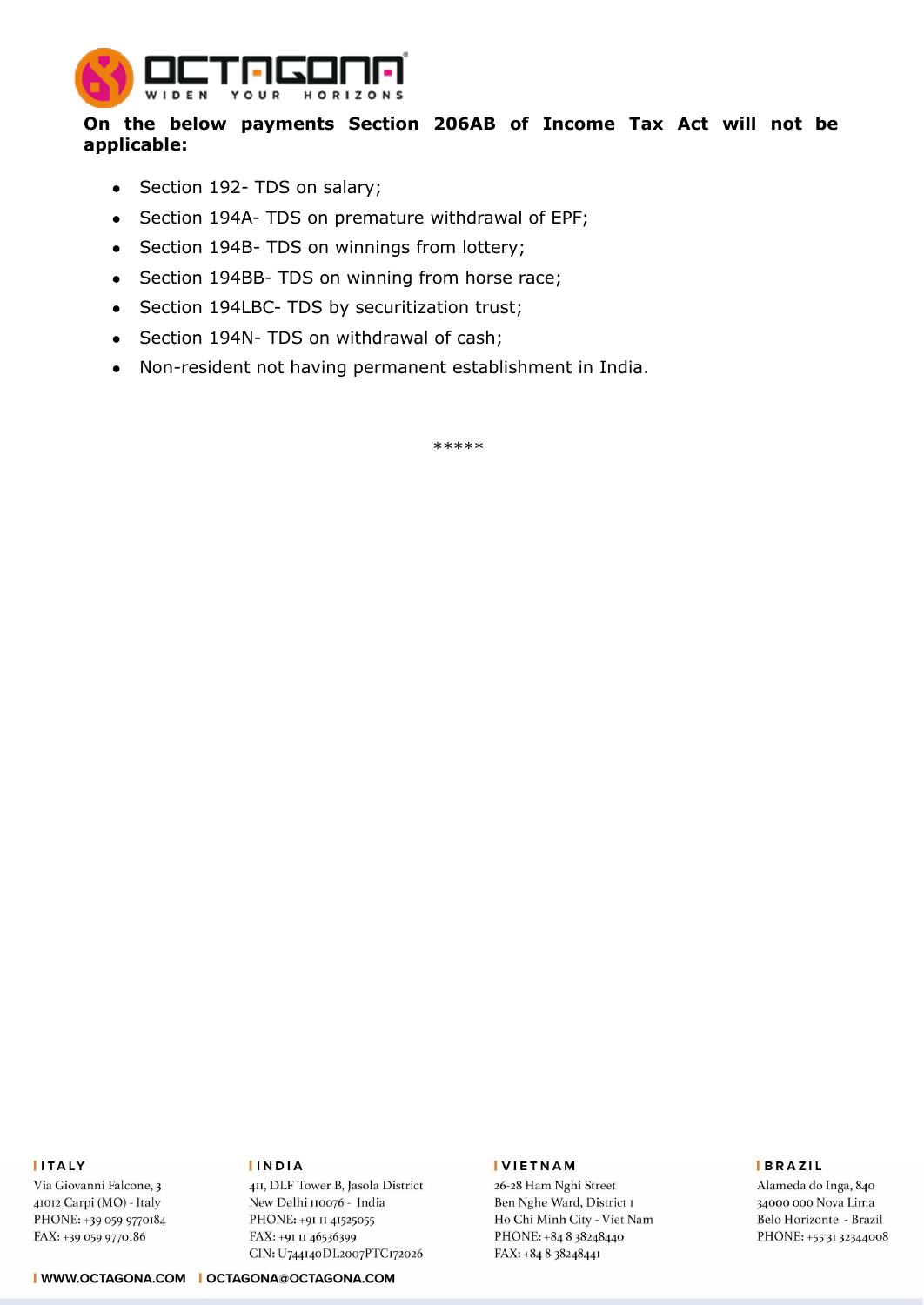**On the below payments Section 206AB of Income Tax Act will not be applicable:**

- Section 192- TDS on salary;
- Section 194A- TDS on premature withdrawal of EPF;
- Section 194B- TDS on winnings from lottery;
- Section 194BB- TDS on winning from horse race;
- Section 194LBC- TDS by securitization trust;
- Section 194N- TDS on withdrawal of cash;
- Non-resident not having permanent establishment in India.

*****